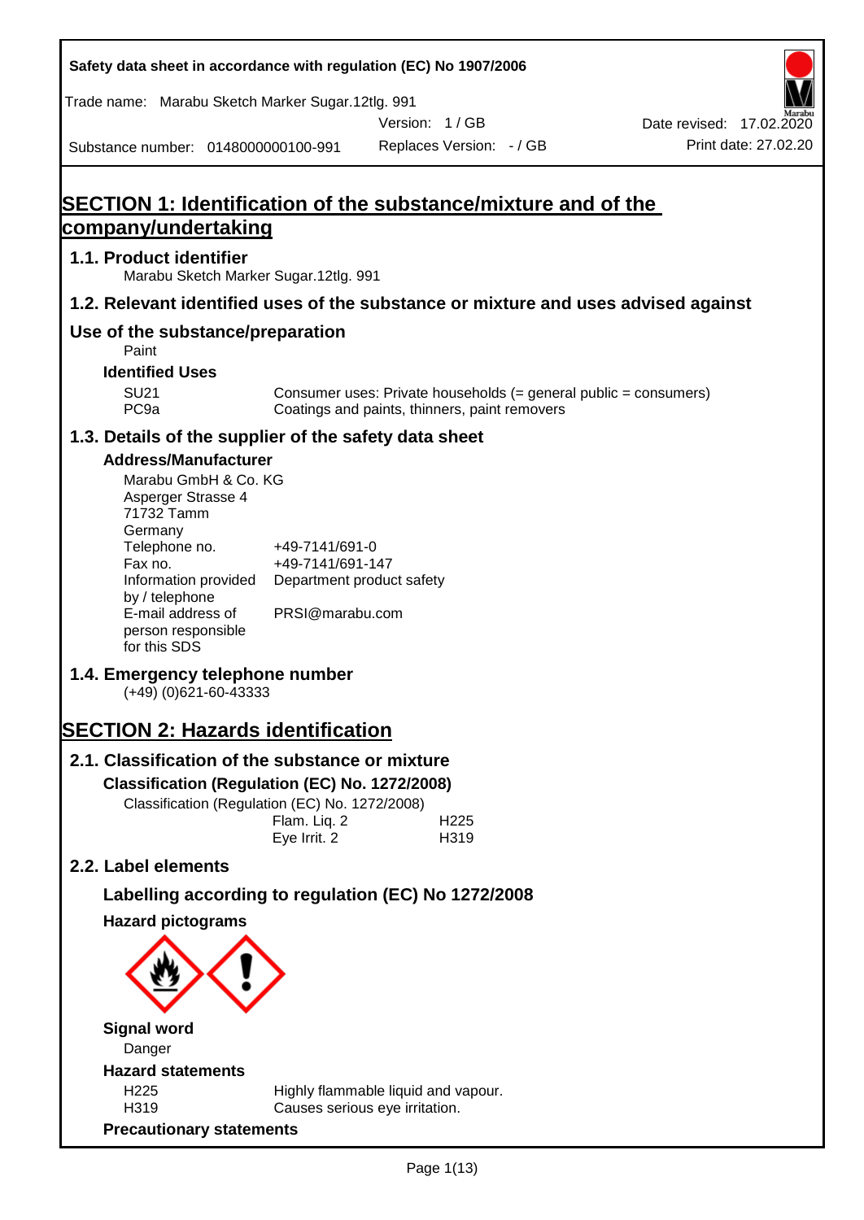Safety data sheet in accordance with regulation (EC) No 1907/2006

Trade name: Marabu Sketch Marker Sugar.12tlg. 991

Version: 1 / GB

Date revised: 17.02.2020

Substance number: 0148000000100-991

Replaces Version: - / GB

Print date: 27.02.20

# SECTION 1: Identification of the substance/mixture and of the company/undertaking

## 1.1. Product identifier

Marabu Sketch Marker Sugar.12tlg. 991

## 1.2. Relevant identified uses of the substance or mixture and uses advised against

## Use of the substance/preparation

Paint

### Identified Uses

| | |
|---|---|
| SU21 | Consumer uses: Private households (= general public = consumers) |
| PC9a | Coatings and paints, thinners, paint removers |

## 1.3. Details of the supplier of the safety data sheet

### Address/Manufacturer

Marabu GmbH & Co. KG
Asperger Strasse 4
71732 Tamm
Germany

| | |
|---|---|
| Telephone no. | +49-7141/691-0 |
| Fax no. | +49-7141/691-147 |
| Information provided by / telephone | Department product safety |
| E-mail address of person responsible for this SDS | PRSI@marabu.com |

## 1.4. Emergency telephone number

(+49) (0)621-60-43333

# SECTION 2: Hazards identification

## 2.1. Classification of the substance or mixture

### Classification (Regulation (EC) No. 1272/2008)

Classification (Regulation (EC) No. 1272/2008)

| | |
|---|---|
| Flam. Liq. 2 | H225 |
| Eye Irrit. 2 | H319 |

## 2.2. Label elements

### Labelling according to regulation (EC) No 1272/2008

### Hazard pictograms

### Signal word

Danger

### Hazard statements

| | |
|---|---|
| H225 | Highly flammable liquid and vapour. |
| H319 | Causes serious eye irritation. |

### Precautionary statements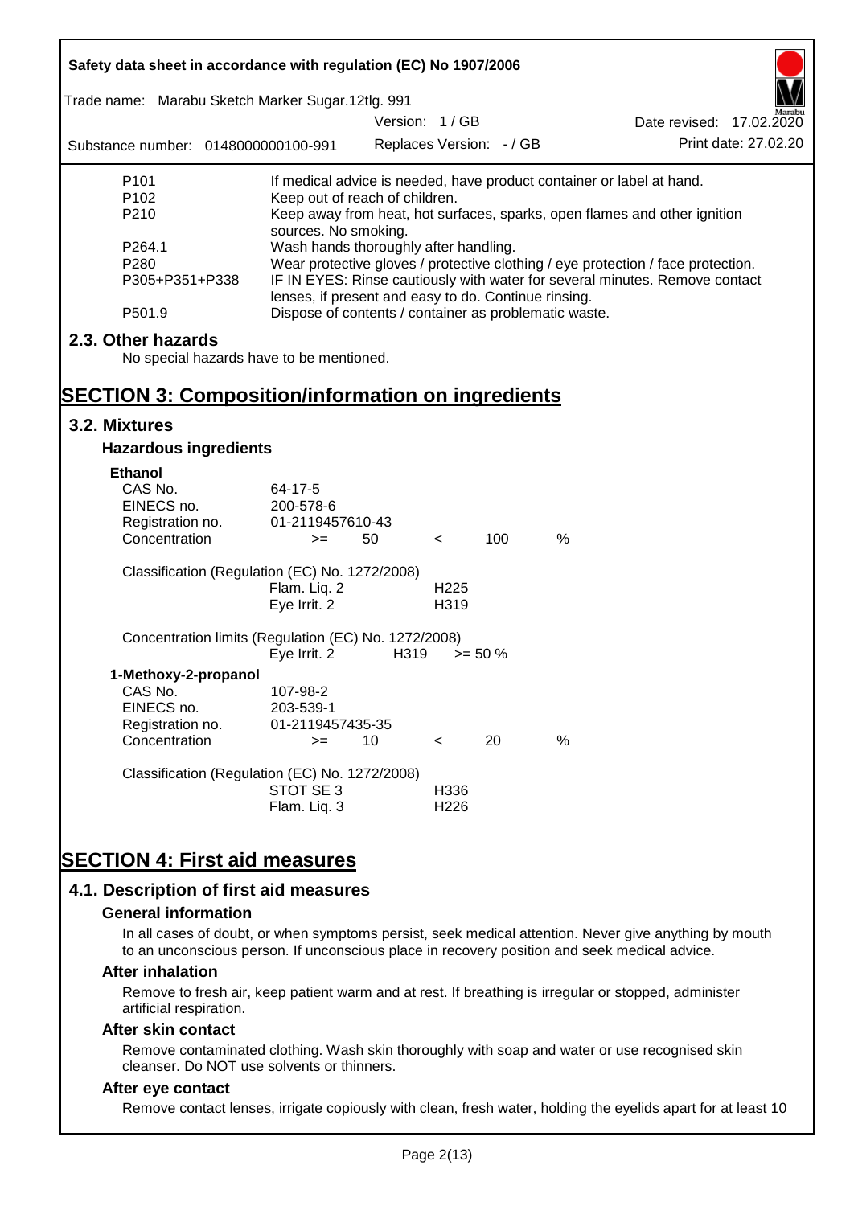| | |
|---|---|
| P101 | If medical advice is needed, have product container or label at hand. |
| P102 | Keep out of reach of children. |
| P210 | Keep away from heat, hot surfaces, sparks, open flames and other ignition sources. No smoking. |
| P264.1 | Wash hands thoroughly after handling. |
| P280 | Wear protective gloves / protective clothing / eye protection / face protection. |
| P305+P351+P338 | IF IN EYES: Rinse cautiously with water for several minutes. Remove contact lenses, if present and easy to do. Continue rinsing. |
| P501.9 | Dispose of contents / container as problematic waste. |

## 2.3. Other hazards

No special hazards have to be mentioned.

# SECTION 3: Composition/information on ingredients

## 3.2. Mixtures

### Hazardous ingredients

**Ethanol**

| | | | | | |
|---|---|---|---|---|---|
| CAS No. | 64-17-5 | | | | |
| EINECS no. | 200-578-6 | | | | |
| Registration no. | 01-2119457610-43 | | | | |
| Concentration | >= | 50 | < | 100 | % |

Classification (Regulation (EC) No. 1272/2008)

| | |
|---|---|
| Flam. Liq. 2 | H225 |
| Eye Irrit. 2 | H319 |

Concentration limits (Regulation (EC) No. 1272/2008)

| | | |
|---|---|---|
| Eye Irrit. 2 | H319 | >= 50 % |

**1-Methoxy-2-propanol**

| | | | | | |
|---|---|---|---|---|---|
| CAS No. | 107-98-2 | | | | |
| EINECS no. | 203-539-1 | | | | |
| Registration no. | 01-2119457435-35 | | | | |
| Concentration | >= | 10 | < | 20 | % |

Classification (Regulation (EC) No. 1272/2008)

| | |
|---|---|
| STOT SE 3 | H336 |
| Flam. Liq. 3 | H226 |

# SECTION 4: First aid measures

## 4.1. Description of first aid measures

### General information

In all cases of doubt, or when symptoms persist, seek medical attention. Never give anything by mouth to an unconscious person. If unconscious place in recovery position and seek medical advice.

### After inhalation

Remove to fresh air, keep patient warm and at rest. If breathing is irregular or stopped, administer artificial respiration.

### After skin contact

Remove contaminated clothing. Wash skin thoroughly with soap and water or use recognised skin cleanser. Do NOT use solvents or thinners.

### After eye contact

Remove contact lenses, irrigate copiously with clean, fresh water, holding the eyelids apart for at least 10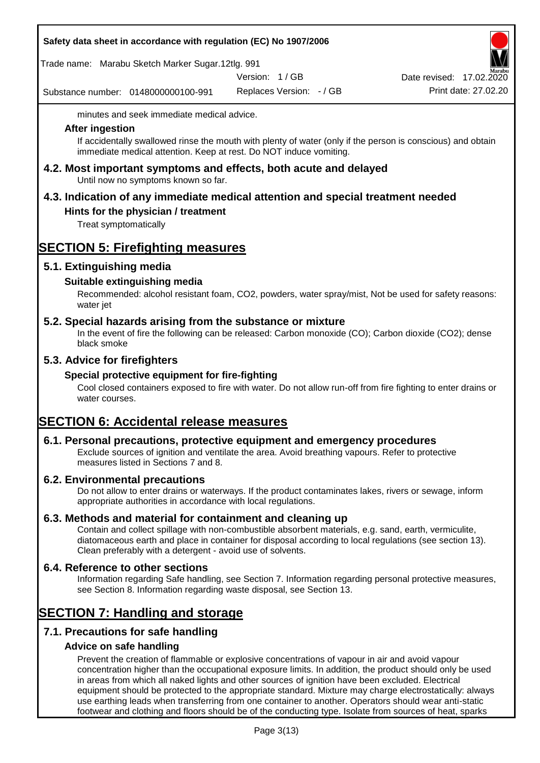minutes and seek immediate medical advice.

### After ingestion

If accidentally swallowed rinse the mouth with plenty of water (only if the person is conscious) and obtain immediate medical attention. Keep at rest. Do NOT induce vomiting.

## 4.2. Most important symptoms and effects, both acute and delayed

Until now no symptoms known so far.

## 4.3. Indication of any immediate medical attention and special treatment needed

### Hints for the physician / treatment

Treat symptomatically

# SECTION 5: Firefighting measures

## 5.1. Extinguishing media

### Suitable extinguishing media

Recommended: alcohol resistant foam, $CO_2$, powders, water spray/mist, Not be used for safety reasons: water jet

## 5.2. Special hazards arising from the substance or mixture

In the event of fire the following can be released: Carbon monoxide (CO); Carbon dioxide ($CO_2$); dense black smoke

## 5.3. Advice for firefighters

### Special protective equipment for fire-fighting

Cool closed containers exposed to fire with water. Do not allow run-off from fire fighting to enter drains or water courses.

# SECTION 6: Accidental release measures

## 6.1. Personal precautions, protective equipment and emergency procedures

Exclude sources of ignition and ventilate the area. Avoid breathing vapours. Refer to protective measures listed in Sections 7 and 8.

## 6.2. Environmental precautions

Do not allow to enter drains or waterways. If the product contaminates lakes, rivers or sewage, inform appropriate authorities in accordance with local regulations.

## 6.3. Methods and material for containment and cleaning up

Contain and collect spillage with non-combustible absorbent materials, e.g. sand, earth, vermiculite, diatomaceous earth and place in container for disposal according to local regulations (see section 13). Clean preferably with a detergent - avoid use of solvents.

## 6.4. Reference to other sections

Information regarding Safe handling, see Section 7. Information regarding personal protective measures, see Section 8. Information regarding waste disposal, see Section 13.

# SECTION 7: Handling and storage

## 7.1. Precautions for safe handling

### Advice on safe handling

Prevent the creation of flammable or explosive concentrations of vapour in air and avoid vapour concentration higher than the occupational exposure limits. In addition, the product should only be used in areas from which all naked lights and other sources of ignition have been excluded. Electrical equipment should be protected to the appropriate standard. Mixture may charge electrostatically: always use earthing leads when transferring from one container to another. Operators should wear anti-static footwear and clothing and floors should be of the conducting type. Isolate from sources of heat, sparks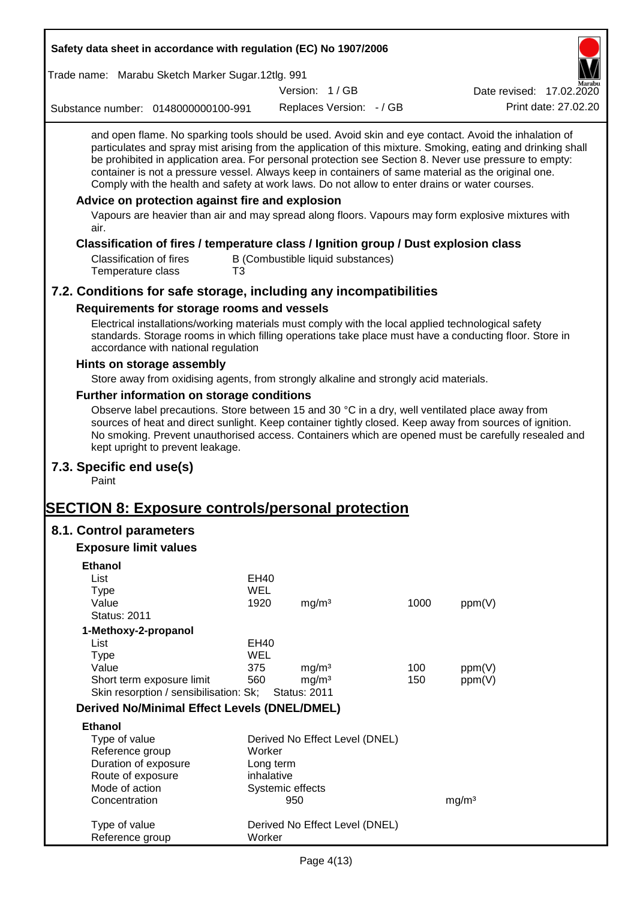and open flame. No sparking tools should be used. Avoid skin and eye contact. Avoid the inhalation of particulates and spray mist arising from the application of this mixture. Smoking, eating and drinking shall be prohibited in application area. For personal protection see Section 8. Never use pressure to empty: container is not a pressure vessel. Always keep in containers of same material as the original one. Comply with the health and safety at work laws. Do not allow to enter drains or water courses.

### Advice on protection against fire and explosion

Vapours are heavier than air and may spread along floors. Vapours may form explosive mixtures with air.

### Classification of fires / temperature class / Ignition group / Dust explosion class

| | |
|---|---|
| Classification of fires | B (Combustible liquid substances) |
| Temperature class | T3 |

## 7.2. Conditions for safe storage, including any incompatibilities

### Requirements for storage rooms and vessels

Electrical installations/working materials must comply with the local applied technological safety standards. Storage rooms in which filling operations take place must have a conducting floor. Store in accordance with national regulation

### Hints on storage assembly

Store away from oxidising agents, from strongly alkaline and strongly acid materials.

### Further information on storage conditions

Observe label precautions. Store between 15 and 30 °C in a dry, well ventilated place away from sources of heat and direct sunlight. Keep container tightly closed. Keep away from sources of ignition. No smoking. Prevent unauthorised access. Containers which are opened must be carefully resealed and kept upright to prevent leakage.

## 7.3. Specific end use(s)

Paint

# SECTION 8: Exposure controls/personal protection

## 8.1. Control parameters

### Exposure limit values

**Ethanol**

| | | | | |
|---|---|---|---|---|
| List | EH40 | | | |
| Type | WEL | | | |
| Value | 1920 | mg/m³ | 1000 | ppm(V) |
| Status: 2011 | | | | |

**1-Methoxy-2-propanol**

| | | | | |
|---|---|---|---|---|
| List | EH40 | | | |
| Type | WEL | | | |
| Value | 375 | mg/m³ | 100 | ppm(V) |
| Short term exposure limit | 560 | mg/m³ | 150 | ppm(V) |
| Skin resorption / sensibilisation: Sk; | Status: 2011 | | | |

### Derived No/Minimal Effect Levels (DNEL/DMEL)

**Ethanol**

| | | |
|---|---|---|
| Type of value | Derived No Effect Level (DNEL) | |
| Reference group | Worker | |
| Duration of exposure | Long term | |
| Route of exposure | inhalative | |
| Mode of action | Systemic effects | |
| Concentration | 950 | mg/m³ |

| | |
|---|---|
| Type of value | Derived No Effect Level (DNEL) |
| Reference group | Worker |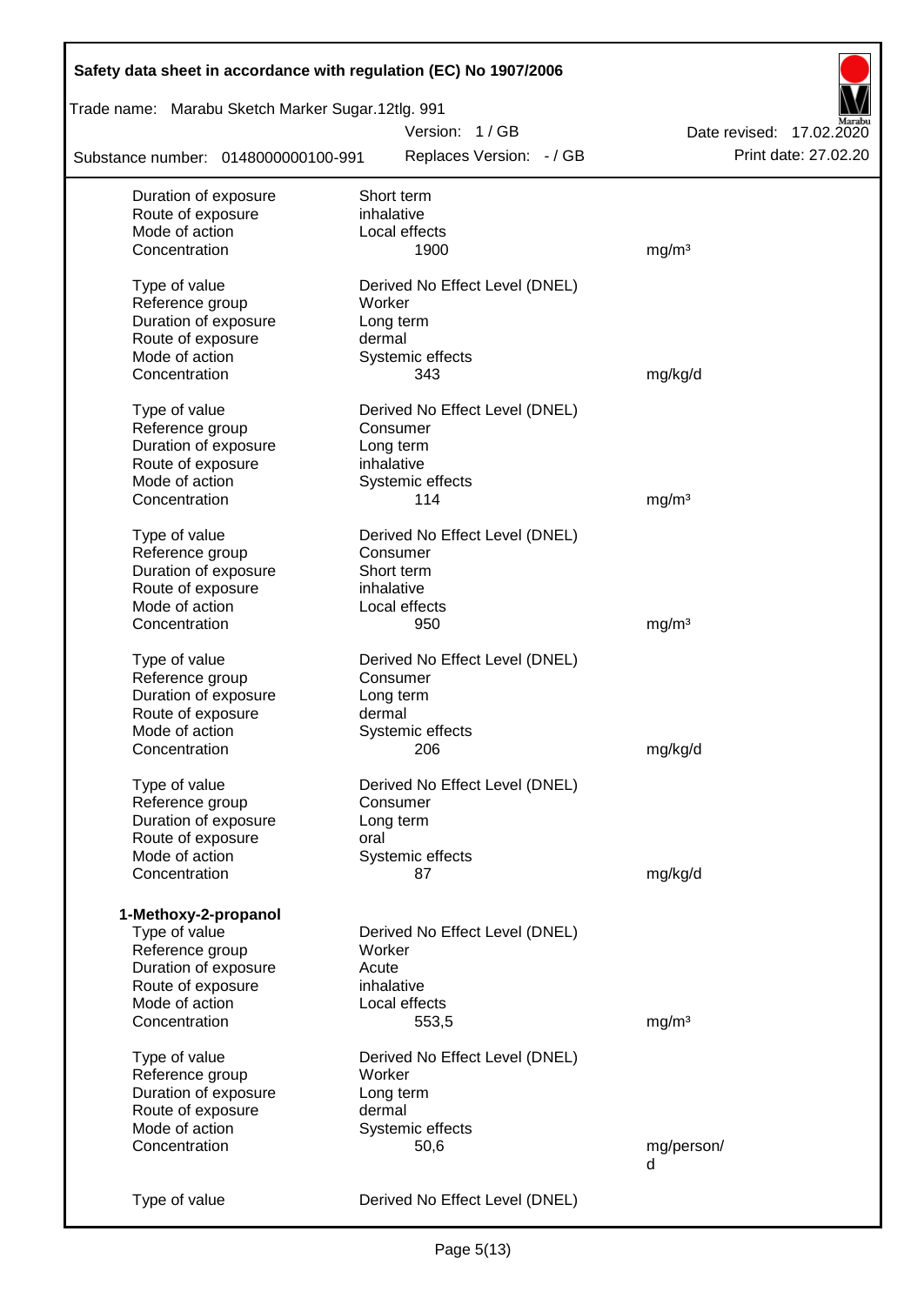| | | |
|---|---|---|
| Duration of exposure | Short term | |
| Route of exposure | inhalative | |
| Mode of action | Local effects | |
| Concentration | 1900 | mg/m³ |
| | | |
| Type of value | Derived No Effect Level (DNEL) | |
| Reference group | Worker | |
| Duration of exposure | Long term | |
| Route of exposure | dermal | |
| Mode of action | Systemic effects | |
| Concentration | 343 | mg/kg/d |
| | | |
| Type of value | Derived No Effect Level (DNEL) | |
| Reference group | Consumer | |
| Duration of exposure | Long term | |
| Route of exposure | inhalative | |
| Mode of action | Systemic effects | |
| Concentration | 114 | mg/m³ |
| | | |
| Type of value | Derived No Effect Level (DNEL) | |
| Reference group | Consumer | |
| Duration of exposure | Short term | |
| Route of exposure | inhalative | |
| Mode of action | Local effects | |
| Concentration | 950 | mg/m³ |
| | | |
| Type of value | Derived No Effect Level (DNEL) | |
| Reference group | Consumer | |
| Duration of exposure | Long term | |
| Route of exposure | dermal | |
| Mode of action | Systemic effects | |
| Concentration | 206 | mg/kg/d |
| | | |
| Type of value | Derived No Effect Level (DNEL) | |
| Reference group | Consumer | |
| Duration of exposure | Long term | |
| Route of exposure | oral | |
| Mode of action | Systemic effects | |
| Concentration | 87 | mg/kg/d |

**1-Methoxy-2-propanol**

| | | |
|---|---|---|
| Type of value | Derived No Effect Level (DNEL) | |
| Reference group | Worker | |
| Duration of exposure | Acute | |
| Route of exposure | inhalative | |
| Mode of action | Local effects | |
| Concentration | 553,5 | mg/m³ |
| | | |
| Type of value | Derived No Effect Level (DNEL) | |
| Reference group | Worker | |
| Duration of exposure | Long term | |
| Route of exposure | dermal | |
| Mode of action | Systemic effects | |
| Concentration | 50,6 | mg/person/d |
| | | |
| Type of value | Derived No Effect Level (DNEL) | |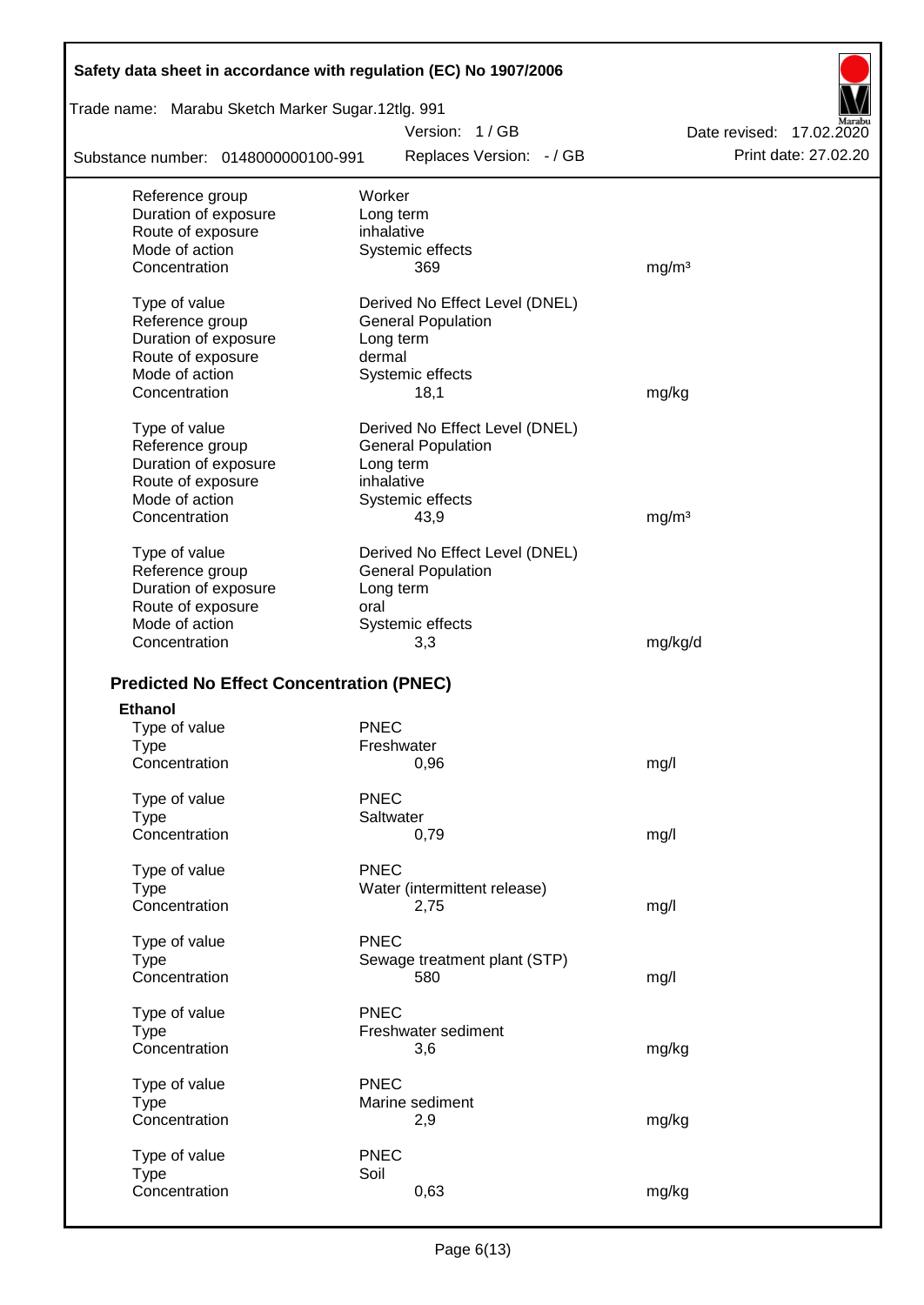| | | |
|---|---|---|
| Reference group | Worker | |
| Duration of exposure | Long term | |
| Route of exposure | inhalative | |
| Mode of action | Systemic effects | |
| Concentration | 369 | mg/m³ |

| | | |
|---|---|---|
| Type of value | Derived No Effect Level (DNEL) | |
| Reference group | General Population | |
| Duration of exposure | Long term | |
| Route of exposure | dermal | |
| Mode of action | Systemic effects | |
| Concentration | 18,1 | mg/kg |

| | | |
|---|---|---|
| Type of value | Derived No Effect Level (DNEL) | |
| Reference group | General Population | |
| Duration of exposure | Long term | |
| Route of exposure | inhalative | |
| Mode of action | Systemic effects | |
| Concentration | 43,9 | mg/m³ |

| | | |
|---|---|---|
| Type of value | Derived No Effect Level (DNEL) | |
| Reference group | General Population | |
| Duration of exposure | Long term | |
| Route of exposure | oral | |
| Mode of action | Systemic effects | |
| Concentration | 3,3 | mg/kg/d |

## Predicted No Effect Concentration (PNEC)

**Ethanol**

| | | |
|---|---|---|
| Type of value | PNEC | |
| Type | Freshwater | |
| Concentration | 0,96 | mg/l |

| | | |
|---|---|---|
| Type of value | PNEC | |
| Type | Saltwater | |
| Concentration | 0,79 | mg/l |

| | | |
|---|---|---|
| Type of value | PNEC | |
| Type | Water (intermittent release) | |
| Concentration | 2,75 | mg/l |

| | | |
|---|---|---|
| Type of value | PNEC | |
| Type | Sewage treatment plant (STP) | |
| Concentration | 580 | mg/l |

| | | |
|---|---|---|
| Type of value | PNEC | |
| Type | Freshwater sediment | |
| Concentration | 3,6 | mg/kg |

| | | |
|---|---|---|
| Type of value | PNEC | |
| Type | Marine sediment | |
| Concentration | 2,9 | mg/kg |

| | | |
|---|---|---|
| Type of value | PNEC | |
| Type | Soil | |
| Concentration | 0,63 | mg/kg |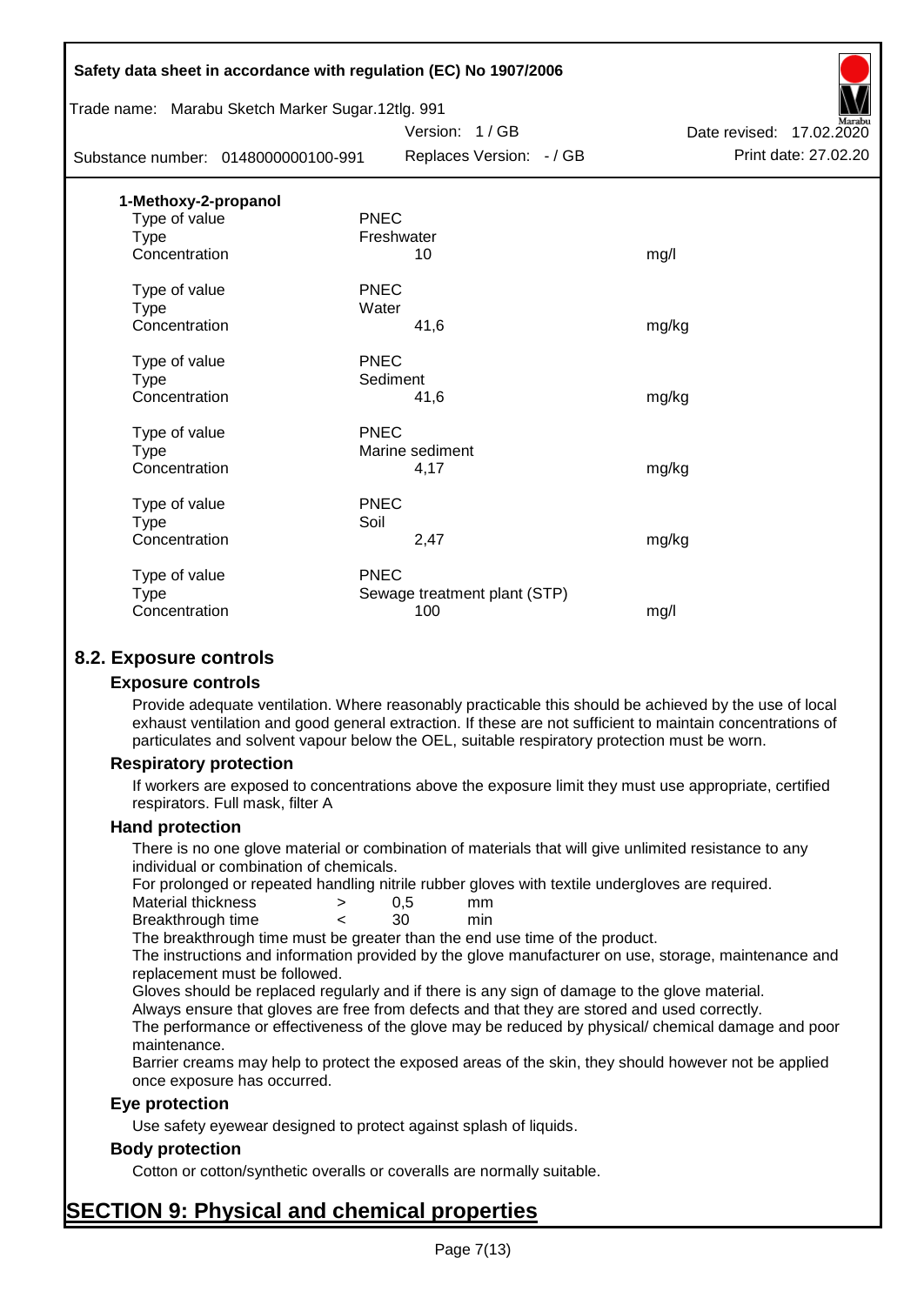**1-Methoxy-2-propanol**

| | | |
|---|---|---|
| Type of value | PNEC | |
| Type | Freshwater | |
| Concentration | 10 | mg/l |
| | | |
| Type of value | PNEC | |
| Type | Water | |
| Concentration | 41,6 | mg/kg |
| | | |
| Type of value | PNEC | |
| Type | Sediment | |
| Concentration | 41,6 | mg/kg |
| | | |
| Type of value | PNEC | |
| Type | Marine sediment | |
| Concentration | 4,17 | mg/kg |
| | | |
| Type of value | PNEC | |
| Type | Soil | |
| Concentration | 2,47 | mg/kg |
| | | |
| Type of value | PNEC | |
| Type | Sewage treatment plant (STP) | |
| Concentration | 100 | mg/l |

## 8.2. Exposure controls

### Exposure controls

Provide adequate ventilation. Where reasonably practicable this should be achieved by the use of local exhaust ventilation and good general extraction. If these are not sufficient to maintain concentrations of particulates and solvent vapour below the OEL, suitable respiratory protection must be worn.

### Respiratory protection

If workers are exposed to concentrations above the exposure limit they must use appropriate, certified respirators. Full mask, filter A

### Hand protection

There is no one glove material or combination of materials that will give unlimited resistance to any individual or combination of chemicals.

For prolonged or repeated handling nitrile rubber gloves with textile undergloves are required.

| | | | |
|---|---|---|---|
| Material thickness | > | 0,5 | mm |
| Breakthrough time | < | 30 | min |

The breakthrough time must be greater than the end use time of the product.

The instructions and information provided by the glove manufacturer on use, storage, maintenance and replacement must be followed.

Gloves should be replaced regularly and if there is any sign of damage to the glove material.

Always ensure that gloves are free from defects and that they are stored and used correctly.

The performance or effectiveness of the glove may be reduced by physical/ chemical damage and poor maintenance.

Barrier creams may help to protect the exposed areas of the skin, they should however not be applied once exposure has occurred.

### Eye protection

Use safety eyewear designed to protect against splash of liquids.

### Body protection

Cotton or cotton/synthetic overalls or coveralls are normally suitable.

# SECTION 9: Physical and chemical properties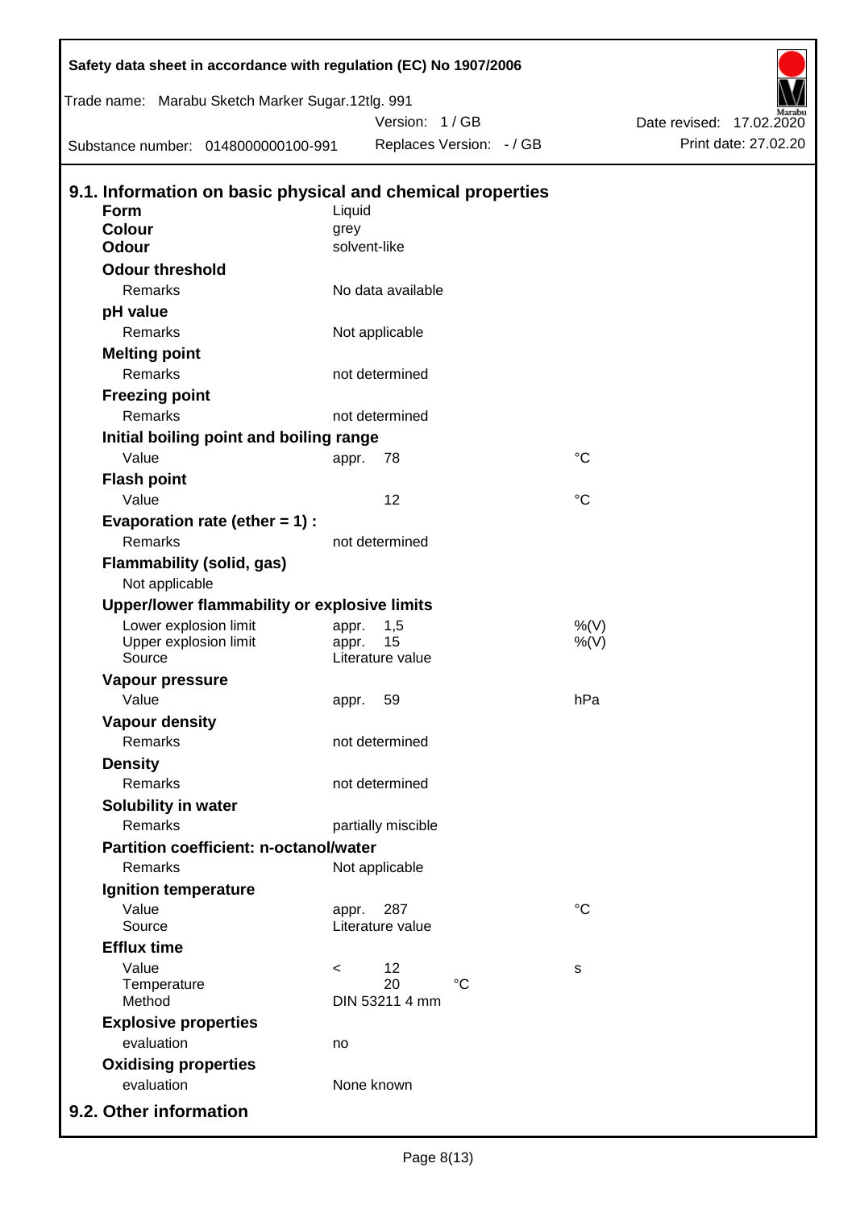Safety data sheet in accordance with regulation (EC) No 1907/2006

Trade name: Marabu Sketch Marker Sugar.12tlg. 991

Version: 1 / GB

Date revised: 17.02.2020

Substance number: 0148000000100-991

Replaces Version: - / GB

Print date: 27.02.20

## 9.1. Information on basic physical and chemical properties

| | | | |
|---|---|---|---|
| **Form** | Liquid | | |
| **Colour** | grey | | |
| **Odour** | solvent-like | | |
| **Odour threshold** | | | |
| Remarks | No data available | | |
| **pH value** | | | |
| Remarks | Not applicable | | |
| **Melting point** | | | |
| Remarks | not determined | | |
| **Freezing point** | | | |
| Remarks | not determined | | |
| **Initial boiling point and boiling range** | | | |
| Value | appr. | 78 | °C |
| **Flash point** | | | |
| Value | | 12 | °C |
| **Evaporation rate (ether = 1) :** | | | |
| Remarks | not determined | | |
| **Flammability (solid, gas)** | | | |
| Not applicable | | | |
| **Upper/lower flammability or explosive limits** | | | |
| Lower explosion limit | appr. | 1,5 | %(V) |
| Upper explosion limit | appr. | 15 | %(V) |
| Source | Literature value | | |
| **Vapour pressure** | | | |
| Value | appr. | 59 | hPa |
| **Vapour density** | | | |
| Remarks | not determined | | |
| **Density** | | | |
| Remarks | not determined | | |
| **Solubility in water** | | | |
| Remarks | partially miscible | | |
| **Partition coefficient: n-octanol/water** | | | |
| Remarks | Not applicable | | |
| **Ignition temperature** | | | |
| Value | appr. | 287 | °C |
| Source | Literature value | | |
| **Efflux time** | | | |
| Value | < | 12 | s |
| Temperature | | 20 °C | |
| Method | DIN 53211 4 mm | | |
| **Explosive properties** | | | |
| evaluation | no | | |
| **Oxidising properties** | | | |
| evaluation | None known | | |

## 9.2. Other information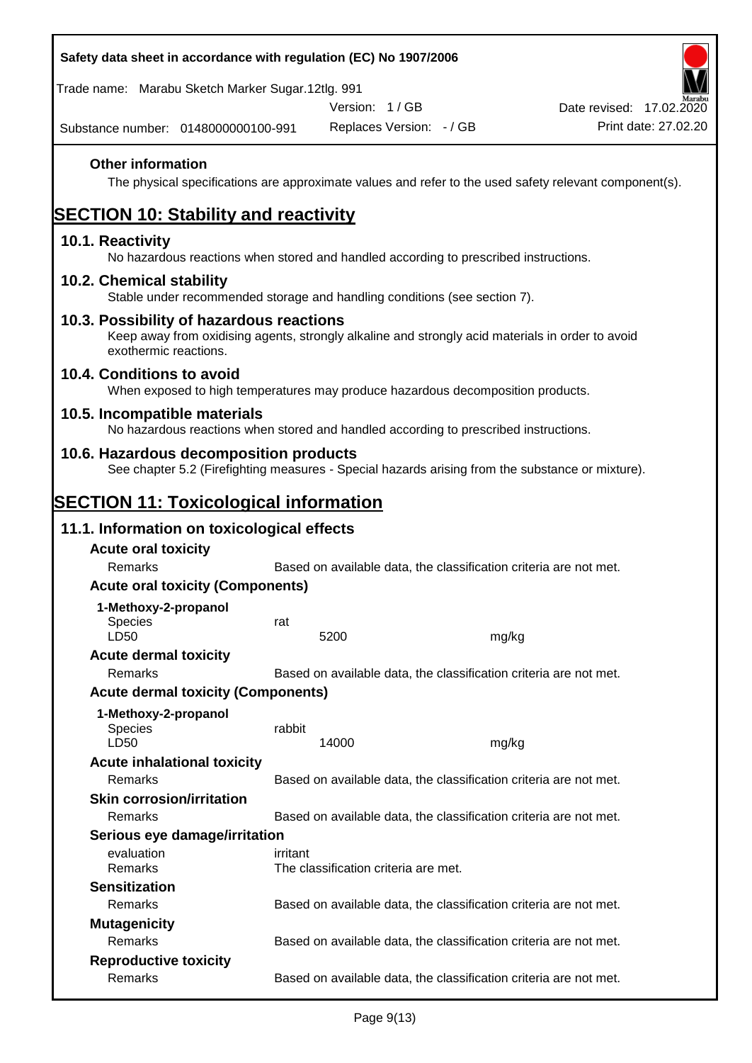### Other information

The physical specifications are approximate values and refer to the used safety relevant component(s).

# SECTION 10: Stability and reactivity

## 10.1. Reactivity

No hazardous reactions when stored and handled according to prescribed instructions.

## 10.2. Chemical stability

Stable under recommended storage and handling conditions (see section 7).

## 10.3. Possibility of hazardous reactions

Keep away from oxidising agents, strongly alkaline and strongly acid materials in order to avoid exothermic reactions.

## 10.4. Conditions to avoid

When exposed to high temperatures may produce hazardous decomposition products.

## 10.5. Incompatible materials

No hazardous reactions when stored and handled according to prescribed instructions.

## 10.6. Hazardous decomposition products

See chapter 5.2 (Firefighting measures - Special hazards arising from the substance or mixture).

# SECTION 11: Toxicological information

## 11.1. Information on toxicological effects

### Acute oral toxicity

| | | |
|---|---|---|
| Remarks | Based on available data, the classification criteria are not met. | |

### Acute oral toxicity (Components)

**1-Methoxy-2-propanol**

| | | |
|---|---|---|
| Species | rat | |
| LD50 | 5200 | mg/kg |

### Acute dermal toxicity

| | |
|---|---|
| Remarks | Based on available data, the classification criteria are not met. |

### Acute dermal toxicity (Components)

**1-Methoxy-2-propanol**

| | | |
|---|---|---|
| Species | rabbit | |
| LD50 | 14000 | mg/kg |

### Acute inhalational toxicity

| | |
|---|---|
| Remarks | Based on available data, the classification criteria are not met. |

### Skin corrosion/irritation

| | |
|---|---|
| Remarks | Based on available data, the classification criteria are not met. |

### Serious eye damage/irritation

| | |
|---|---|
| evaluation | irritant |
| Remarks | The classification criteria are met. |

### Sensitization

| | |
|---|---|
| Remarks | Based on available data, the classification criteria are not met. |

### Mutagenicity

| | |
|---|---|
| Remarks | Based on available data, the classification criteria are not met. |

### Reproductive toxicity

| | |
|---|---|
| Remarks | Based on available data, the classification criteria are not met. |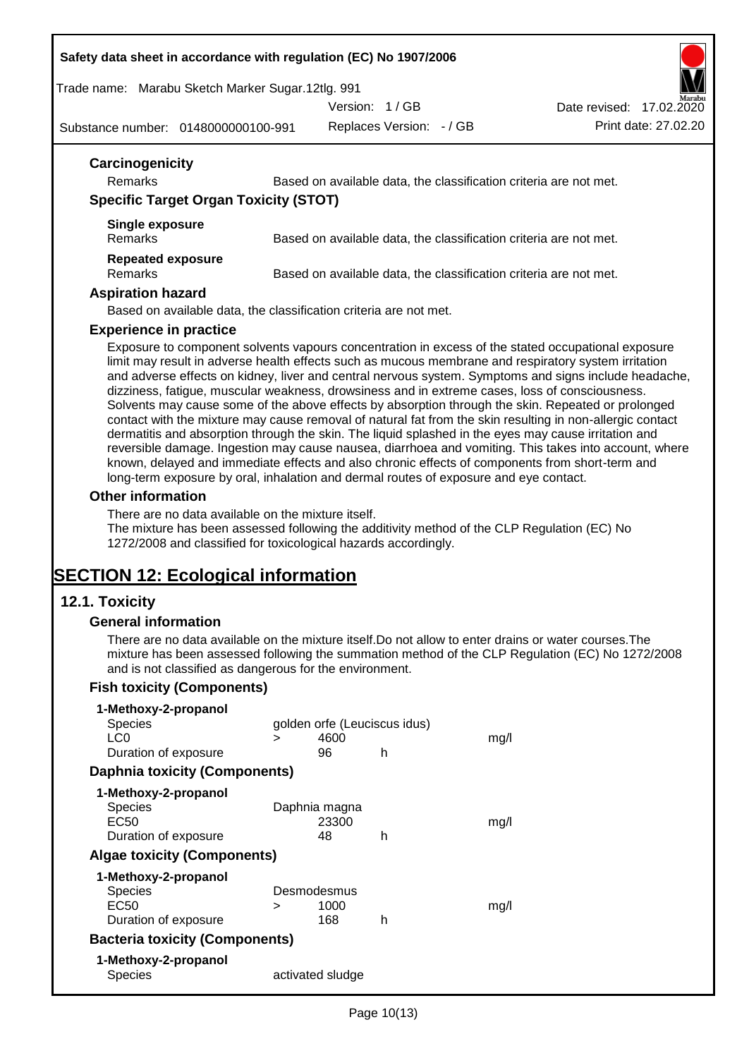### Carcinogenicity

| | |
|---|---|
| Remarks | Based on available data, the classification criteria are not met. |

### Specific Target Organ Toxicity (STOT)

**Single exposure**

| | |
|---|---|
| Remarks | Based on available data, the classification criteria are not met. |

**Repeated exposure**

| | |
|---|---|
| Remarks | Based on available data, the classification criteria are not met. |

### Aspiration hazard

Based on available data, the classification criteria are not met.

### Experience in practice

Exposure to component solvents vapours concentration in excess of the stated occupational exposure limit may result in adverse health effects such as mucous membrane and respiratory system irritation and adverse effects on kidney, liver and central nervous system. Symptoms and signs include headache, dizziness, fatigue, muscular weakness, drowsiness and in extreme cases, loss of consciousness. Solvents may cause some of the above effects by absorption through the skin. Repeated or prolonged contact with the mixture may cause removal of natural fat from the skin resulting in non-allergic contact dermatitis and absorption through the skin. The liquid splashed in the eyes may cause irritation and reversible damage. Ingestion may cause nausea, diarrhoea and vomiting. This takes into account, where known, delayed and immediate effects and also chronic effects of components from short-term and long-term exposure by oral, inhalation and dermal routes of exposure and eye contact.

### Other information

There are no data available on the mixture itself.
The mixture has been assessed following the additivity method of the CLP Regulation (EC) No 1272/2008 and classified for toxicological hazards accordingly.

# SECTION 12: Ecological information

## 12.1. Toxicity

### General information

There are no data available on the mixture itself.Do not allow to enter drains or water courses.The mixture has been assessed following the summation method of the CLP Regulation (EC) No 1272/2008 and is not classified as dangerous for the environment.

### Fish toxicity (Components)

**1-Methoxy-2-propanol**

| | | | | |
|---|---|---|---|---|
| Species | golden orfe (Leuciscus idus) | | | |
| LC0 | > | 4600 | | mg/l |
| Duration of exposure | | 96 | h | |

### Daphnia toxicity (Components)

**1-Methoxy-2-propanol**

| | | | | |
|---|---|---|---|---|
| Species | Daphnia magna | | | |
| EC50 | | 23300 | | mg/l |
| Duration of exposure | | 48 | h | |

### Algae toxicity (Components)

**1-Methoxy-2-propanol**

| | | | | |
|---|---|---|---|---|
| Species | Desmodesmus | | | |
| EC50 | > | 1000 | | mg/l |
| Duration of exposure | | 168 | h | |

### Bacteria toxicity (Components)

**1-Methoxy-2-propanol**

| | |
|---|---|
| Species | activated sludge |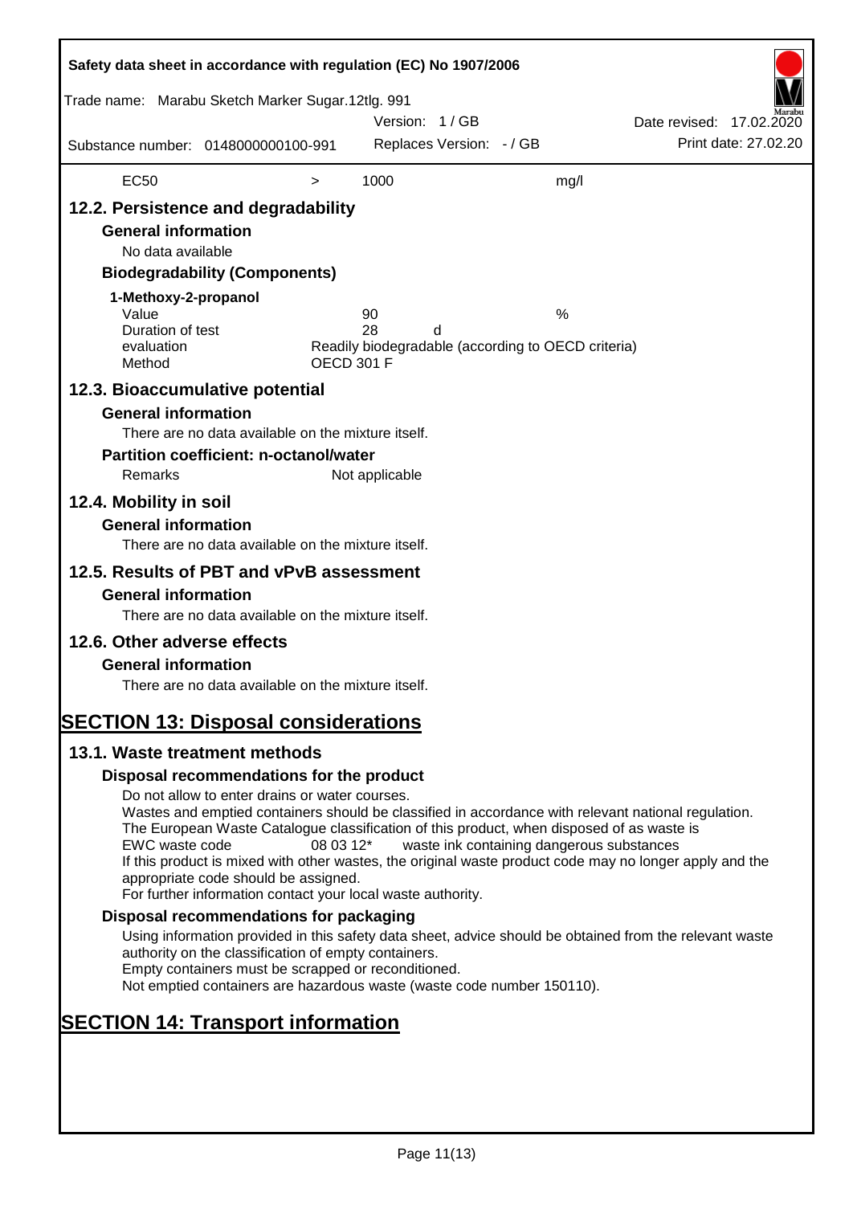| EC50 | > | 1000 | mg/l |
|---|---|---|---|

## 12.2. Persistence and degradability

### General information

No data available

### Biodegradability (Components)

**1-Methoxy-2-propanol**

| | | |
|---|---|---|
| Value | 90 | % |
| Duration of test | 28 | d |
| evaluation | Readily biodegradable (according to OECD criteria) | |
| Method | OECD 301 F | |

## 12.3. Bioaccumulative potential

### General information

There are no data available on the mixture itself.

### Partition coefficient: n-octanol/water

Remarks Not applicable

## 12.4. Mobility in soil

### General information

There are no data available on the mixture itself.

## 12.5. Results of PBT and vPvB assessment

### General information

There are no data available on the mixture itself.

## 12.6. Other adverse effects

### General information

There are no data available on the mixture itself.

# SECTION 13: Disposal considerations

## 13.1. Waste treatment methods

### Disposal recommendations for the product

Do not allow to enter drains or water courses.
Wastes and emptied containers should be classified in accordance with relevant national regulation.
The European Waste Catalogue classification of this product, when disposed of as waste is
EWC waste code 08 03 12* waste ink containing dangerous substances
If this product is mixed with other wastes, the original waste product code may no longer apply and the appropriate code should be assigned.
For further information contact your local waste authority.

### Disposal recommendations for packaging

Using information provided in this safety data sheet, advice should be obtained from the relevant waste authority on the classification of empty containers.
Empty containers must be scrapped or reconditioned.
Not emptied containers are hazardous waste (waste code number 150110).

# SECTION 14: Transport information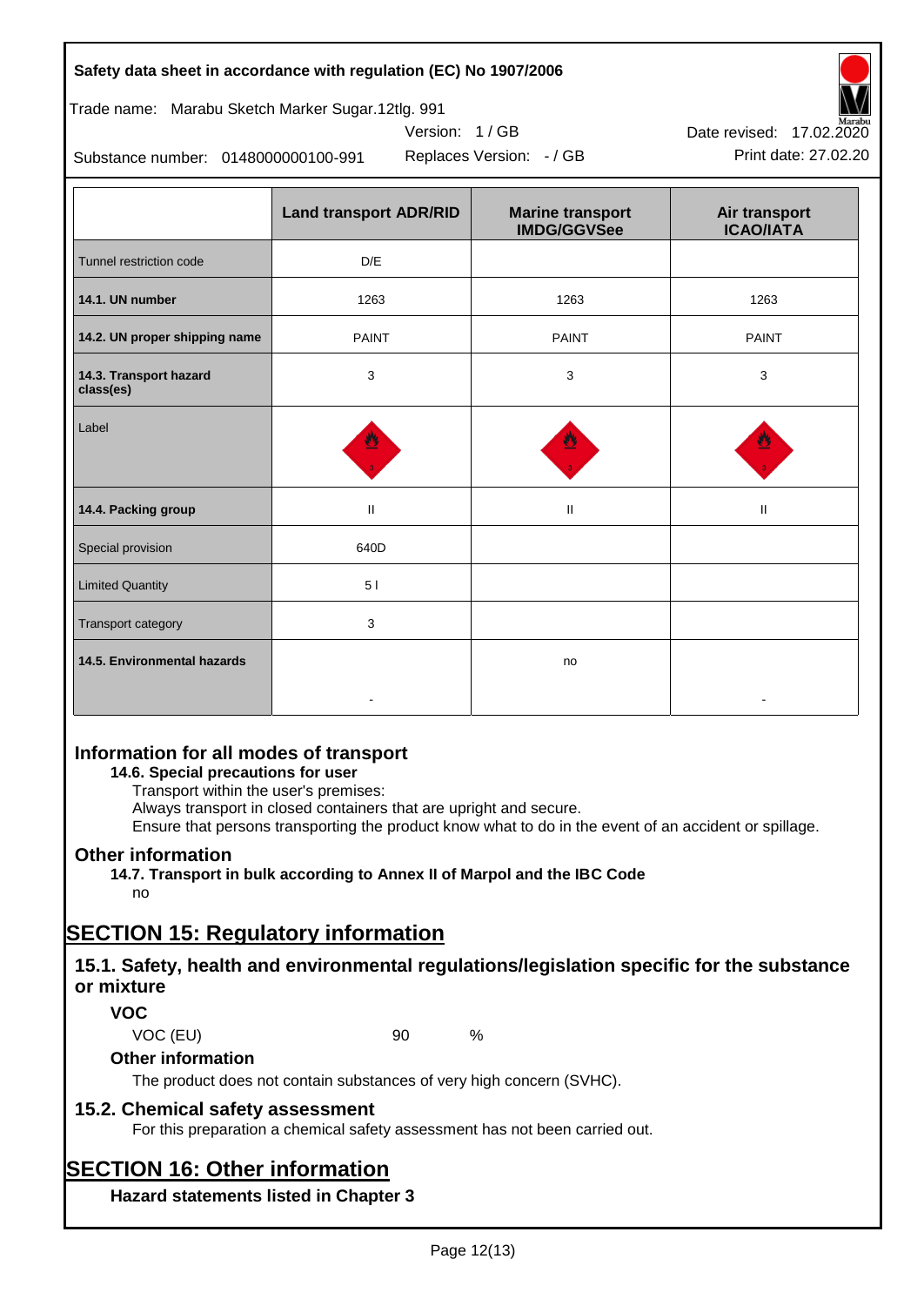| | Land transport ADR/RID | Marine transport IMDG/GGVSee | Air transport ICAO/IATA |
|---|---|---|---|
| Tunnel restriction code | D/E | | |
| **14.1. UN number** | 1263 | 1263 | 1263 |
| **14.2. UN proper shipping name** | PAINT | PAINT | PAINT |
| **14.3. Transport hazard class(es)** | 3 | 3 | 3 |
| Label | | | |
| **14.4. Packing group** | II | II | II |
| Special provision | 640D | | |
| Limited Quantity | 5 l | | |
| Transport category | 3 | | |
| **14.5. Environmental hazards** | - | no | - |

## Information for all modes of transport

### 14.6. Special precautions for user

Transport within the user's premises:
Always transport in closed containers that are upright and secure.
Ensure that persons transporting the product know what to do in the event of an accident or spillage.

## Other information

### 14.7. Transport in bulk according to Annex II of Marpol and the IBC Code

no

# SECTION 15: Regulatory information

## 15.1. Safety, health and environmental regulations/legislation specific for the substance or mixture

### VOC

VOC (EU) 90 %

### Other information

The product does not contain substances of very high concern (SVHC).

## 15.2. Chemical safety assessment

For this preparation a chemical safety assessment has not been carried out.

# SECTION 16: Other information

### Hazard statements listed in Chapter 3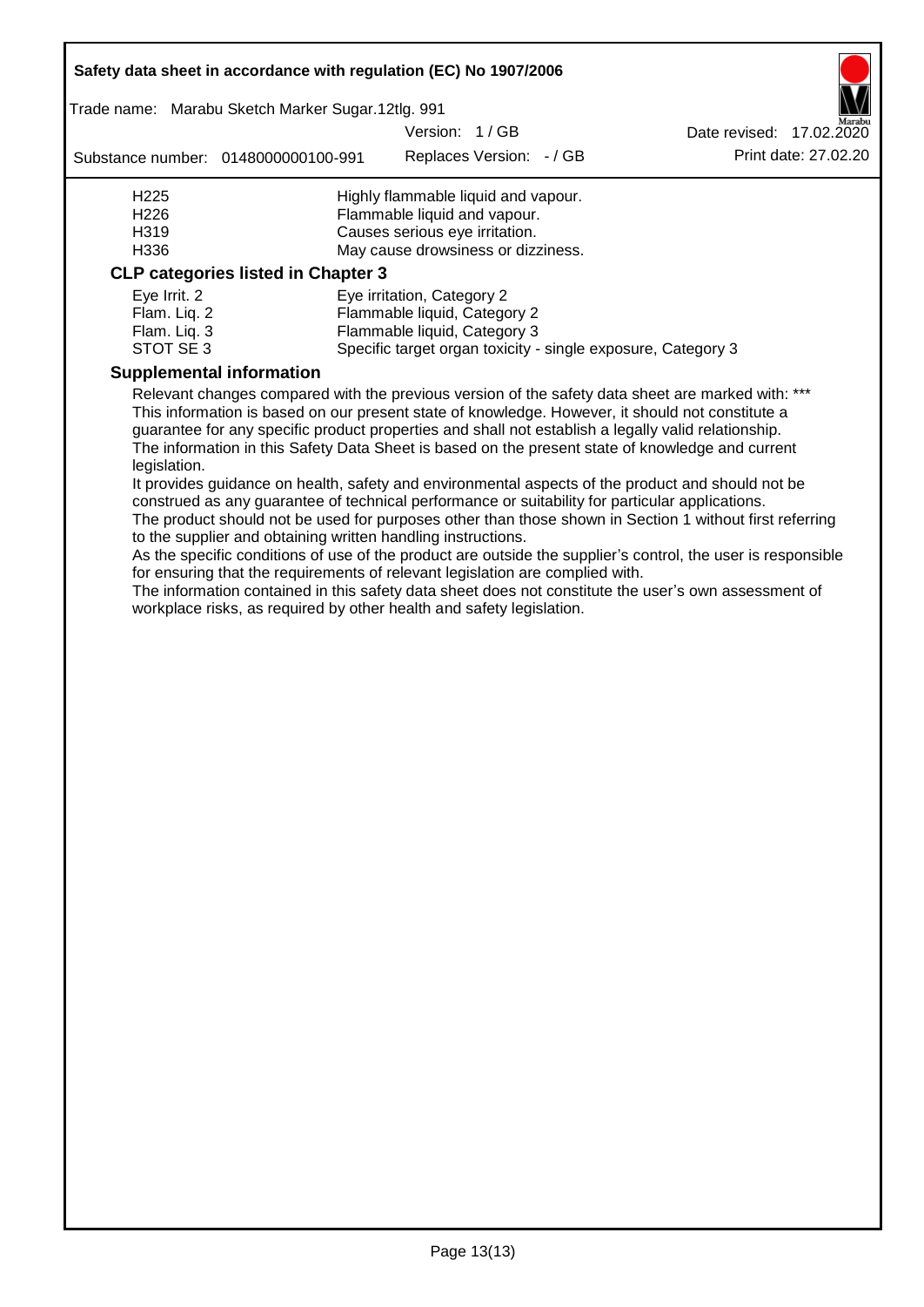| | |
|---|---|
| H225 | Highly flammable liquid and vapour. |
| H226 | Flammable liquid and vapour. |
| H319 | Causes serious eye irritation. |
| H336 | May cause drowsiness or dizziness. |

### CLP categories listed in Chapter 3

| | |
|---|---|
| Eye Irrit. 2 | Eye irritation, Category 2 |
| Flam. Liq. 2 | Flammable liquid, Category 2 |
| Flam. Liq. 3 | Flammable liquid, Category 3 |
| STOT SE 3 | Specific target organ toxicity - single exposure, Category 3 |

### Supplemental information

Relevant changes compared with the previous version of the safety data sheet are marked with: ***
This information is based on our present state of knowledge. However, it should not constitute a guarantee for any specific product properties and shall not establish a legally valid relationship.
The information in this Safety Data Sheet is based on the present state of knowledge and current legislation.
It provides guidance on health, safety and environmental aspects of the product and should not be construed as any guarantee of technical performance or suitability for particular applications.
The product should not be used for purposes other than those shown in Section 1 without first referring to the supplier and obtaining written handling instructions.
As the specific conditions of use of the product are outside the supplier's control, the user is responsible for ensuring that the requirements of relevant legislation are complied with.
The information contained in this safety data sheet does not constitute the user's own assessment of workplace risks, as required by other health and safety legislation.